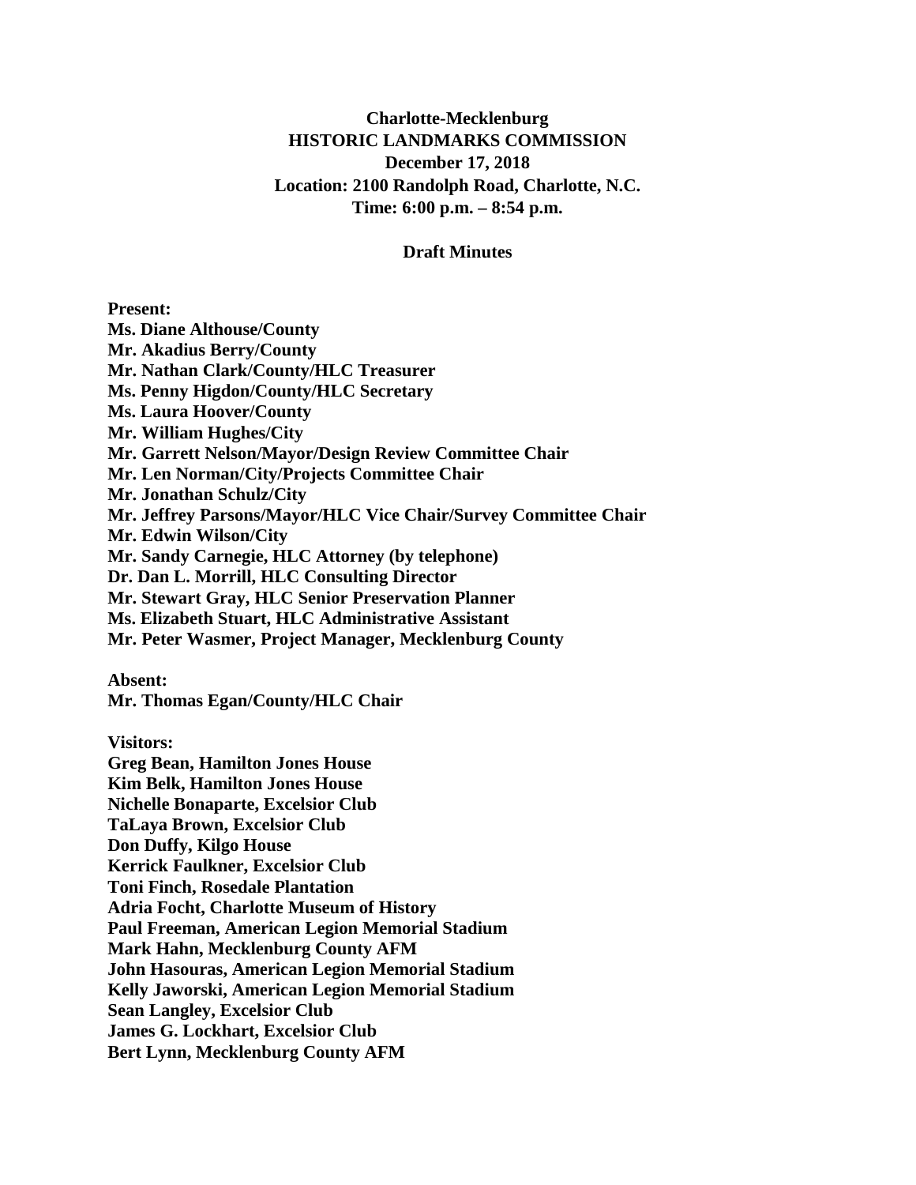# Charlotte-Mecklenburg
# HISTORIC LANDMARKS COMMISSION

**December 17, 2018**
**Location: 2100 Randolph Road, Charlotte, N.C.**
**Time: 6:00 p.m. – 8:54 p.m.**

## Draft Minutes

**Present:**
**Ms. Diane Althouse/County**
**Mr. Akadius Berry/County**
**Mr. Nathan Clark/County/HLC Treasurer**
**Ms. Penny Higdon/County/HLC Secretary**
**Ms. Laura Hoover/County**
**Mr. William Hughes/City**
**Mr. Garrett Nelson/Mayor/Design Review Committee Chair**
**Mr. Len Norman/City/Projects Committee Chair**
**Mr. Jonathan Schulz/City**
**Mr. Jeffrey Parsons/Mayor/HLC Vice Chair/Survey Committee Chair**
**Mr. Edwin Wilson/City**
**Mr. Sandy Carnegie, HLC Attorney (by telephone)**
**Dr. Dan L. Morrill, HLC Consulting Director**
**Mr. Stewart Gray, HLC Senior Preservation Planner**
**Ms. Elizabeth Stuart, HLC Administrative Assistant**
**Mr. Peter Wasmer, Project Manager, Mecklenburg County**

**Absent:**
**Mr. Thomas Egan/County/HLC Chair**

**Visitors:**
**Greg Bean, Hamilton Jones House**
**Kim Belk, Hamilton Jones House**
**Nichelle Bonaparte, Excelsior Club**
**TaLaya Brown, Excelsior Club**
**Don Duffy, Kilgo House**
**Kerrick Faulkner, Excelsior Club**
**Toni Finch, Rosedale Plantation**
**Adria Focht, Charlotte Museum of History**
**Paul Freeman, American Legion Memorial Stadium**
**Mark Hahn, Mecklenburg County AFM**
**John Hasouras, American Legion Memorial Stadium**
**Kelly Jaworski, American Legion Memorial Stadium**
**Sean Langley, Excelsior Club**
**James G. Lockhart, Excelsior Club**
**Bert Lynn, Mecklenburg County AFM**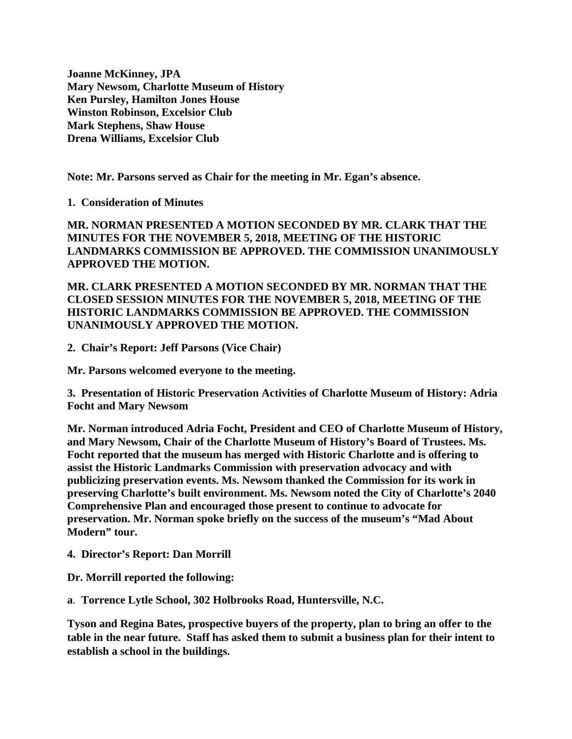**Joanne McKinney, JPA**
**Mary Newsom, Charlotte Museum of History**
**Ken Pursley, Hamilton Jones House**
**Winston Robinson, Excelsior Club**
**Mark Stephens, Shaw House**
**Drena Williams, Excelsior Club**

**Note: Mr. Parsons served as Chair for the meeting in Mr. Egan's absence.**

**1. Consideration of Minutes**

**MR. NORMAN PRESENTED A MOTION SECONDED BY MR. CLARK THAT THE MINUTES FOR THE NOVEMBER 5, 2018, MEETING OF THE HISTORIC LANDMARKS COMMISSION BE APPROVED. THE COMMISSION UNANIMOUSLY APPROVED THE MOTION.**

**MR. CLARK PRESENTED A MOTION SECONDED BY MR. NORMAN THAT THE CLOSED SESSION MINUTES FOR THE NOVEMBER 5, 2018, MEETING OF THE HISTORIC LANDMARKS COMMISSION BE APPROVED. THE COMMISSION UNANIMOUSLY APPROVED THE MOTION.**

**2. Chair's Report: Jeff Parsons (Vice Chair)**

**Mr. Parsons welcomed everyone to the meeting.**

**3. Presentation of Historic Preservation Activities of Charlotte Museum of History: Adria Focht and Mary Newsom**

**Mr. Norman introduced Adria Focht, President and CEO of Charlotte Museum of History, and Mary Newsom, Chair of the Charlotte Museum of History's Board of Trustees. Ms. Focht reported that the museum has merged with Historic Charlotte and is offering to assist the Historic Landmarks Commission with preservation advocacy and with publicizing preservation events. Ms. Newsom thanked the Commission for its work in preserving Charlotte's built environment. Ms. Newsom noted the City of Charlotte's 2040 Comprehensive Plan and encouraged those present to continue to advocate for preservation. Mr. Norman spoke briefly on the success of the museum's "Mad About Modern" tour.**

**4. Director's Report: Dan Morrill**

**Dr. Morrill reported the following:**

**a. Torrence Lytle School, 302 Holbrooks Road, Huntersville, N.C.**

**Tyson and Regina Bates, prospective buyers of the property, plan to bring an offer to the table in the near future. Staff has asked them to submit a business plan for their intent to establish a school in the buildings.**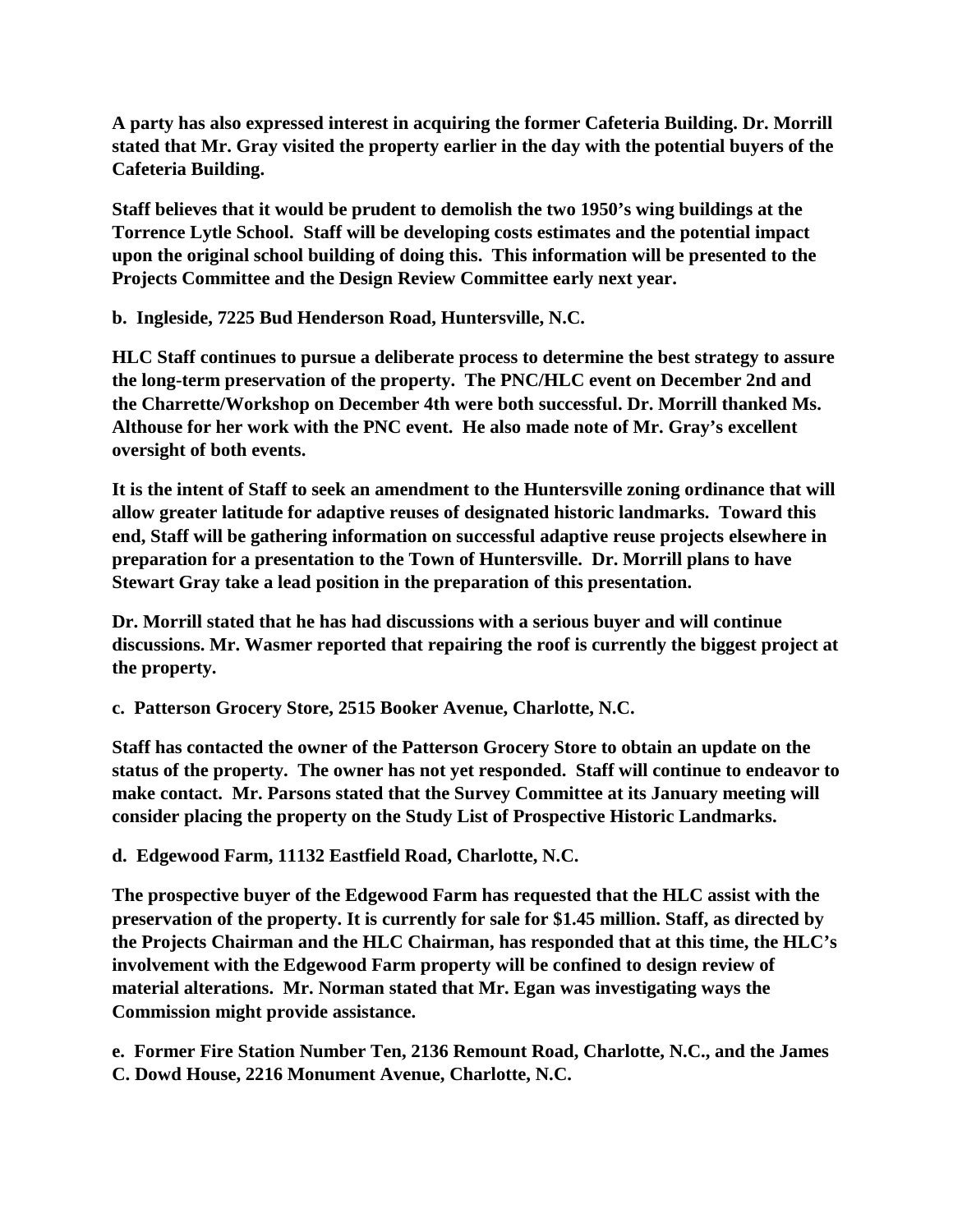**A party has also expressed interest in acquiring the former Cafeteria Building. Dr. Morrill stated that Mr. Gray visited the property earlier in the day with the potential buyers of the Cafeteria Building.**

**Staff believes that it would be prudent to demolish the two 1950's wing buildings at the Torrence Lytle School. Staff will be developing costs estimates and the potential impact upon the original school building of doing this. This information will be presented to the Projects Committee and the Design Review Committee early next year.**

**b. Ingleside, 7225 Bud Henderson Road, Huntersville, N.C.**

**HLC Staff continues to pursue a deliberate process to determine the best strategy to assure the long-term preservation of the property. The PNC/HLC event on December 2nd and the Charrette/Workshop on December 4th were both successful. Dr. Morrill thanked Ms. Althouse for her work with the PNC event. He also made note of Mr. Gray's excellent oversight of both events.**

**It is the intent of Staff to seek an amendment to the Huntersville zoning ordinance that will allow greater latitude for adaptive reuses of designated historic landmarks. Toward this end, Staff will be gathering information on successful adaptive reuse projects elsewhere in preparation for a presentation to the Town of Huntersville. Dr. Morrill plans to have Stewart Gray take a lead position in the preparation of this presentation.**

**Dr. Morrill stated that he has had discussions with a serious buyer and will continue discussions. Mr. Wasmer reported that repairing the roof is currently the biggest project at the property.**

**c. Patterson Grocery Store, 2515 Booker Avenue, Charlotte, N.C.**

**Staff has contacted the owner of the Patterson Grocery Store to obtain an update on the status of the property. The owner has not yet responded. Staff will continue to endeavor to make contact. Mr. Parsons stated that the Survey Committee at its January meeting will consider placing the property on the Study List of Prospective Historic Landmarks.**

**d. Edgewood Farm, 11132 Eastfield Road, Charlotte, N.C.**

**The prospective buyer of the Edgewood Farm has requested that the HLC assist with the preservation of the property. It is currently for sale for $1.45 million. Staff, as directed by the Projects Chairman and the HLC Chairman, has responded that at this time, the HLC's involvement with the Edgewood Farm property will be confined to design review of material alterations. Mr. Norman stated that Mr. Egan was investigating ways the Commission might provide assistance.**

**e. Former Fire Station Number Ten, 2136 Remount Road, Charlotte, N.C., and the James C. Dowd House, 2216 Monument Avenue, Charlotte, N.C.**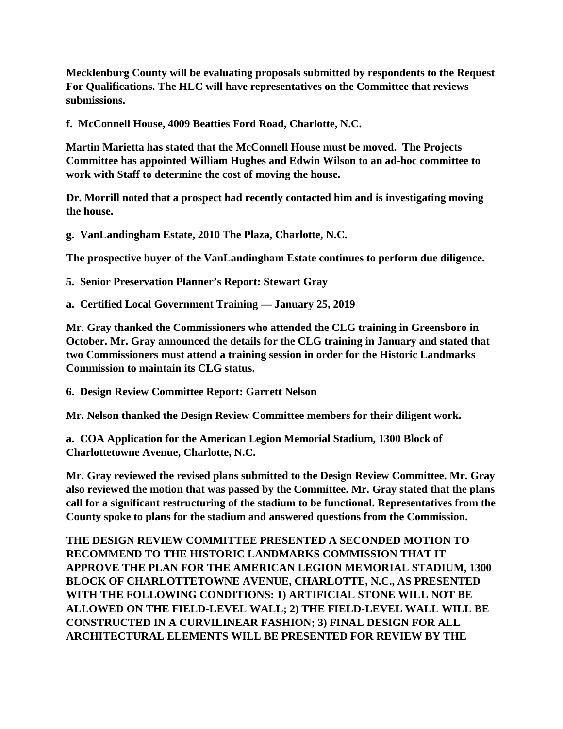**Mecklenburg County will be evaluating proposals submitted by respondents to the Request For Qualifications. The HLC will have representatives on the Committee that reviews submissions.**

**f. McConnell House, 4009 Beatties Ford Road, Charlotte, N.C.**

**Martin Marietta has stated that the McConnell House must be moved. The Projects Committee has appointed William Hughes and Edwin Wilson to an ad-hoc committee to work with Staff to determine the cost of moving the house.**

**Dr. Morrill noted that a prospect had recently contacted him and is investigating moving the house.**

**g. VanLandingham Estate, 2010 The Plaza, Charlotte, N.C.**

**The prospective buyer of the VanLandingham Estate continues to perform due diligence.**

**5. Senior Preservation Planner's Report: Stewart Gray**

**a. Certified Local Government Training — January 25, 2019**

**Mr. Gray thanked the Commissioners who attended the CLG training in Greensboro in October. Mr. Gray announced the details for the CLG training in January and stated that two Commissioners must attend a training session in order for the Historic Landmarks Commission to maintain its CLG status.**

**6. Design Review Committee Report: Garrett Nelson**

**Mr. Nelson thanked the Design Review Committee members for their diligent work.**

**a. COA Application for the American Legion Memorial Stadium, 1300 Block of Charlottetowne Avenue, Charlotte, N.C.**

**Mr. Gray reviewed the revised plans submitted to the Design Review Committee. Mr. Gray also reviewed the motion that was passed by the Committee. Mr. Gray stated that the plans call for a significant restructuring of the stadium to be functional. Representatives from the County spoke to plans for the stadium and answered questions from the Commission.**

**THE DESIGN REVIEW COMMITTEE PRESENTED A SECONDED MOTION TO RECOMMEND TO THE HISTORIC LANDMARKS COMMISSION THAT IT APPROVE THE PLAN FOR THE AMERICAN LEGION MEMORIAL STADIUM, 1300 BLOCK OF CHARLOTTETOWNE AVENUE, CHARLOTTE, N.C., AS PRESENTED WITH THE FOLLOWING CONDITIONS: 1) ARTIFICIAL STONE WILL NOT BE ALLOWED ON THE FIELD-LEVEL WALL; 2) THE FIELD-LEVEL WALL WILL BE CONSTRUCTED IN A CURVILINEAR FASHION; 3) FINAL DESIGN FOR ALL ARCHITECTURAL ELEMENTS WILL BE PRESENTED FOR REVIEW BY THE**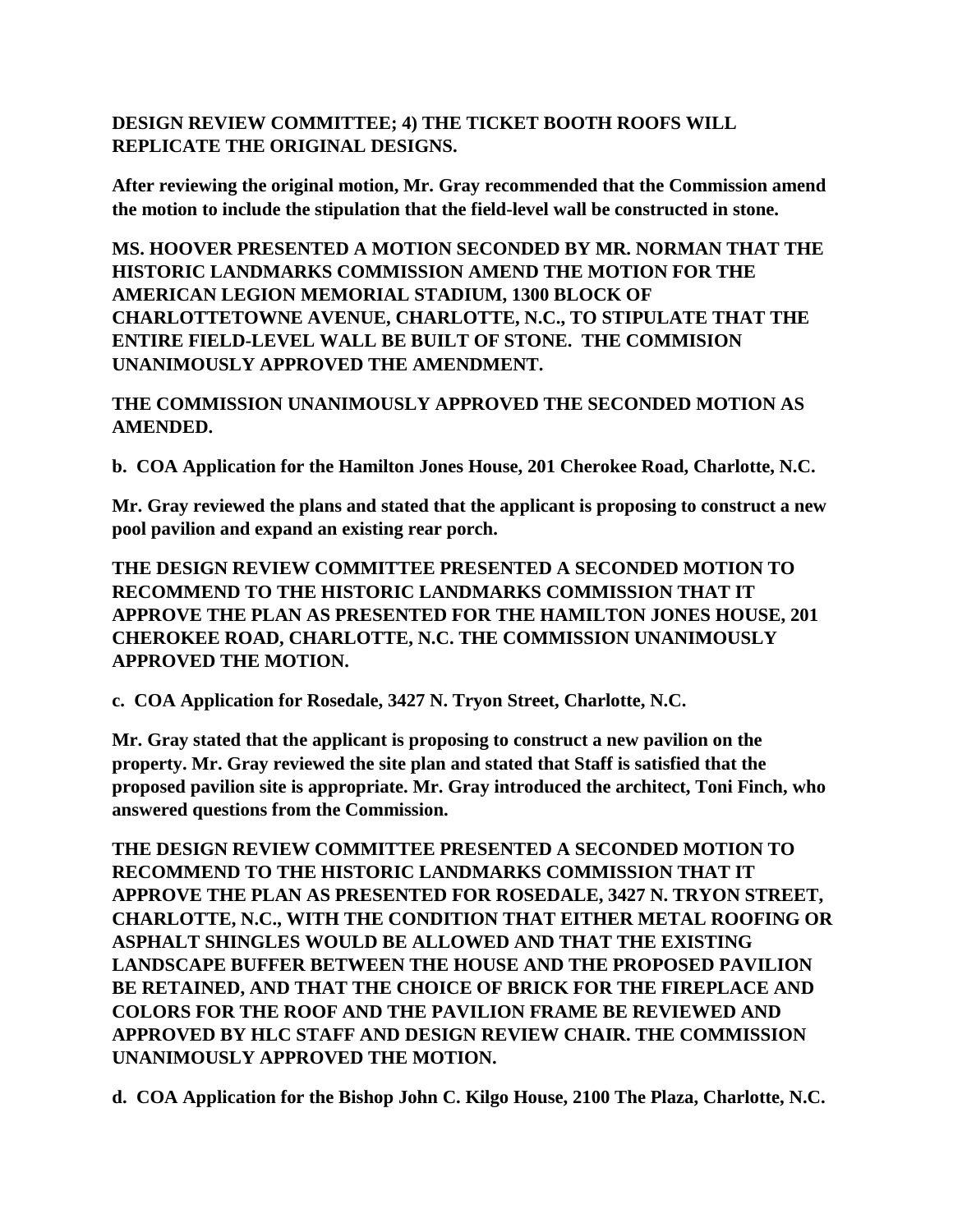**DESIGN REVIEW COMMITTEE; 4) THE TICKET BOOTH ROOFS WILL REPLICATE THE ORIGINAL DESIGNS.**

**After reviewing the original motion, Mr. Gray recommended that the Commission amend the motion to include the stipulation that the field-level wall be constructed in stone.**

**MS. HOOVER PRESENTED A MOTION SECONDED BY MR. NORMAN THAT THE HISTORIC LANDMARKS COMMISSION AMEND THE MOTION FOR THE AMERICAN LEGION MEMORIAL STADIUM, 1300 BLOCK OF CHARLOTTETOWNE AVENUE, CHARLOTTE, N.C., TO STIPULATE THAT THE ENTIRE FIELD-LEVEL WALL BE BUILT OF STONE. THE COMMISION UNANIMOUSLY APPROVED THE AMENDMENT.**

**THE COMMISSION UNANIMOUSLY APPROVED THE SECONDED MOTION AS AMENDED.**

**b. COA Application for the Hamilton Jones House, 201 Cherokee Road, Charlotte, N.C.**

**Mr. Gray reviewed the plans and stated that the applicant is proposing to construct a new pool pavilion and expand an existing rear porch.**

**THE DESIGN REVIEW COMMITTEE PRESENTED A SECONDED MOTION TO RECOMMEND TO THE HISTORIC LANDMARKS COMMISSION THAT IT APPROVE THE PLAN AS PRESENTED FOR THE HAMILTON JONES HOUSE, 201 CHEROKEE ROAD, CHARLOTTE, N.C. THE COMMISSION UNANIMOUSLY APPROVED THE MOTION.**

**c. COA Application for Rosedale, 3427 N. Tryon Street, Charlotte, N.C.**

**Mr. Gray stated that the applicant is proposing to construct a new pavilion on the property. Mr. Gray reviewed the site plan and stated that Staff is satisfied that the proposed pavilion site is appropriate. Mr. Gray introduced the architect, Toni Finch, who answered questions from the Commission.**

**THE DESIGN REVIEW COMMITTEE PRESENTED A SECONDED MOTION TO RECOMMEND TO THE HISTORIC LANDMARKS COMMISSION THAT IT APPROVE THE PLAN AS PRESENTED FOR ROSEDALE, 3427 N. TRYON STREET, CHARLOTTE, N.C., WITH THE CONDITION THAT EITHER METAL ROOFING OR ASPHALT SHINGLES WOULD BE ALLOWED AND THAT THE EXISTING LANDSCAPE BUFFER BETWEEN THE HOUSE AND THE PROPOSED PAVILION BE RETAINED, AND THAT THE CHOICE OF BRICK FOR THE FIREPLACE AND COLORS FOR THE ROOF AND THE PAVILION FRAME BE REVIEWED AND APPROVED BY HLC STAFF AND DESIGN REVIEW CHAIR. THE COMMISSION UNANIMOUSLY APPROVED THE MOTION.**

**d. COA Application for the Bishop John C. Kilgo House, 2100 The Plaza, Charlotte, N.C.**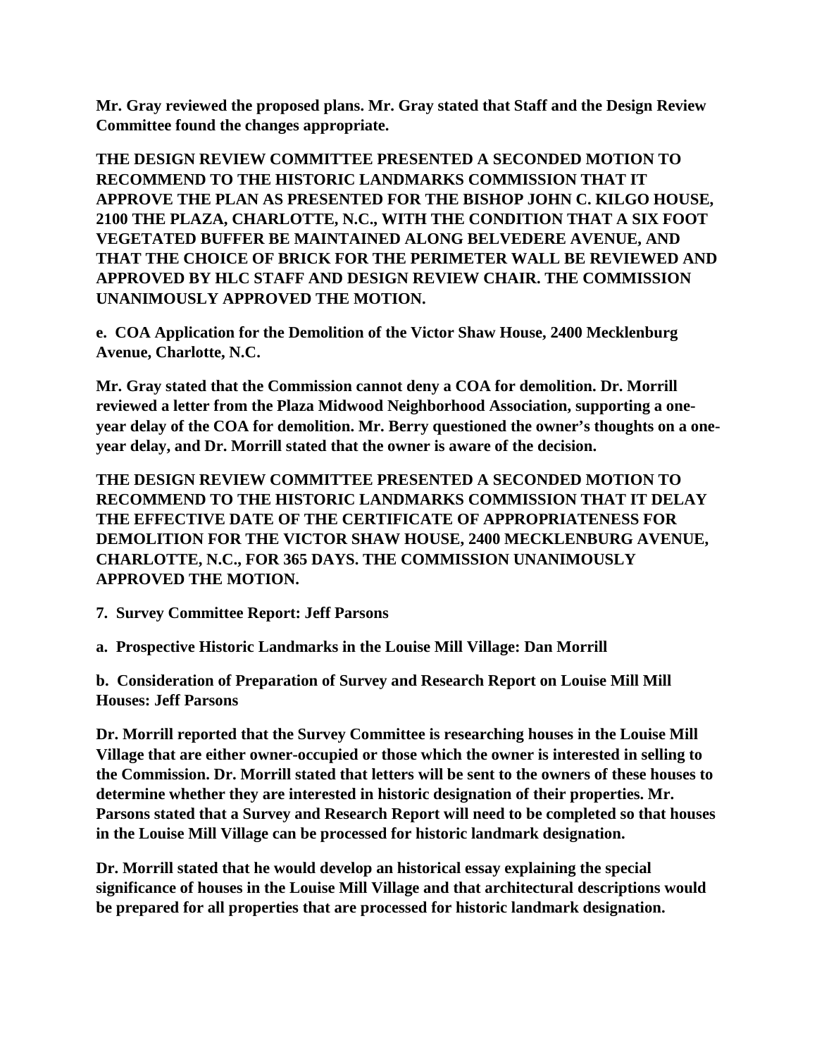**Mr. Gray reviewed the proposed plans. Mr. Gray stated that Staff and the Design Review Committee found the changes appropriate.**

**THE DESIGN REVIEW COMMITTEE PRESENTED A SECONDED MOTION TO RECOMMEND TO THE HISTORIC LANDMARKS COMMISSION THAT IT APPROVE THE PLAN AS PRESENTED FOR THE BISHOP JOHN C. KILGO HOUSE, 2100 THE PLAZA, CHARLOTTE, N.C., WITH THE CONDITION THAT A SIX FOOT VEGETATED BUFFER BE MAINTAINED ALONG BELVEDERE AVENUE, AND THAT THE CHOICE OF BRICK FOR THE PERIMETER WALL BE REVIEWED AND APPROVED BY HLC STAFF AND DESIGN REVIEW CHAIR. THE COMMISSION UNANIMOUSLY APPROVED THE MOTION.**

**e. COA Application for the Demolition of the Victor Shaw House, 2400 Mecklenburg Avenue, Charlotte, N.C.**

**Mr. Gray stated that the Commission cannot deny a COA for demolition. Dr. Morrill reviewed a letter from the Plaza Midwood Neighborhood Association, supporting a one-year delay of the COA for demolition. Mr. Berry questioned the owner's thoughts on a one-year delay, and Dr. Morrill stated that the owner is aware of the decision.**

**THE DESIGN REVIEW COMMITTEE PRESENTED A SECONDED MOTION TO RECOMMEND TO THE HISTORIC LANDMARKS COMMISSION THAT IT DELAY THE EFFECTIVE DATE OF THE CERTIFICATE OF APPROPRIATENESS FOR DEMOLITION FOR THE VICTOR SHAW HOUSE, 2400 MECKLENBURG AVENUE, CHARLOTTE, N.C., FOR 365 DAYS. THE COMMISSION UNANIMOUSLY APPROVED THE MOTION.**

**7. Survey Committee Report: Jeff Parsons**

**a. Prospective Historic Landmarks in the Louise Mill Village: Dan Morrill**

**b. Consideration of Preparation of Survey and Research Report on Louise Mill Mill Houses: Jeff Parsons**

**Dr. Morrill reported that the Survey Committee is researching houses in the Louise Mill Village that are either owner-occupied or those which the owner is interested in selling to the Commission. Dr. Morrill stated that letters will be sent to the owners of these houses to determine whether they are interested in historic designation of their properties. Mr. Parsons stated that a Survey and Research Report will need to be completed so that houses in the Louise Mill Village can be processed for historic landmark designation.**

**Dr. Morrill stated that he would develop an historical essay explaining the special significance of houses in the Louise Mill Village and that architectural descriptions would be prepared for all properties that are processed for historic landmark designation.**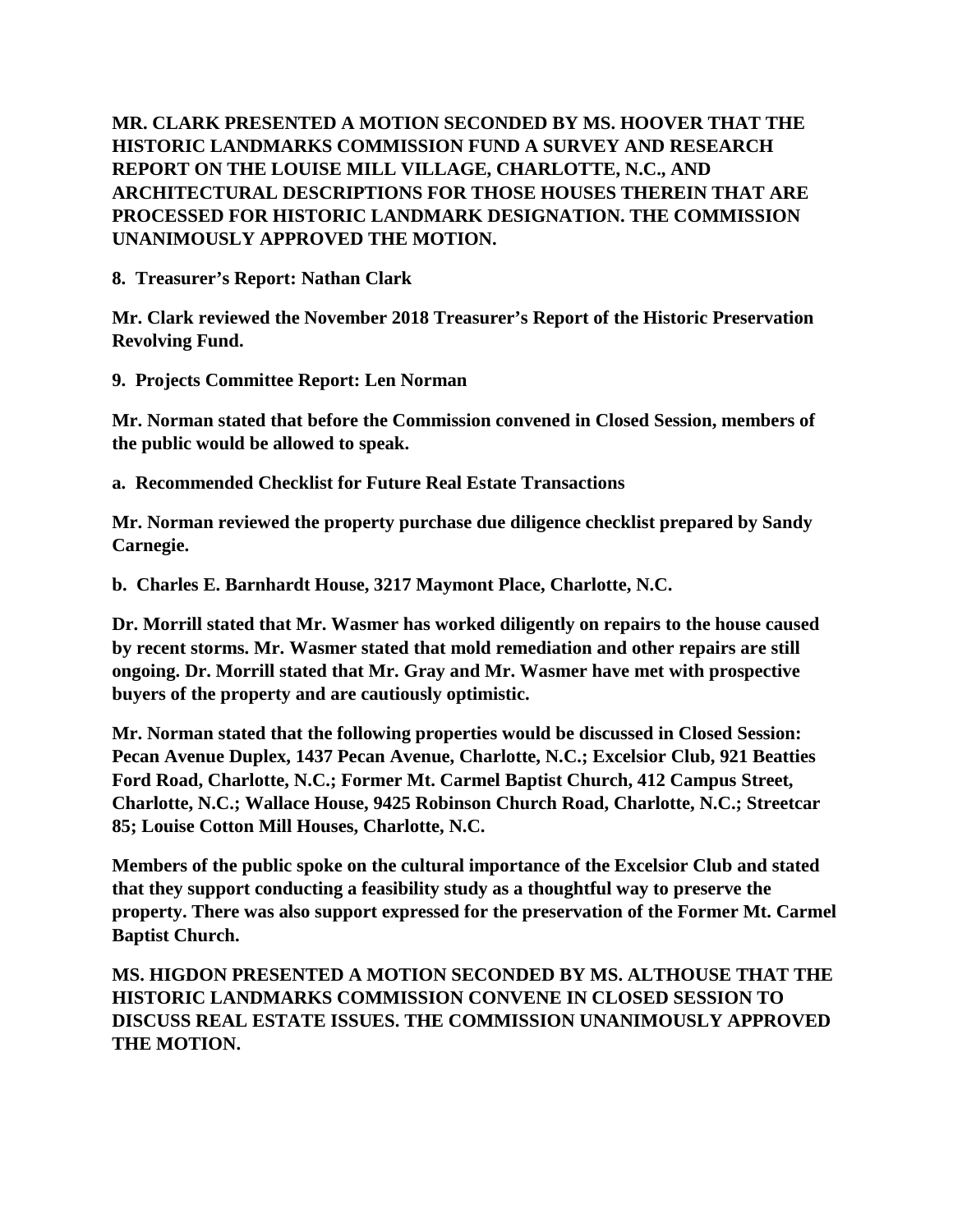**MR. CLARK PRESENTED A MOTION SECONDED BY MS. HOOVER THAT THE HISTORIC LANDMARKS COMMISSION FUND A SURVEY AND RESEARCH REPORT ON THE LOUISE MILL VILLAGE, CHARLOTTE, N.C., AND ARCHITECTURAL DESCRIPTIONS FOR THOSE HOUSES THEREIN THAT ARE PROCESSED FOR HISTORIC LANDMARK DESIGNATION. THE COMMISSION UNANIMOUSLY APPROVED THE MOTION.**

**8. Treasurer's Report: Nathan Clark**

**Mr. Clark reviewed the November 2018 Treasurer's Report of the Historic Preservation Revolving Fund.**

**9. Projects Committee Report: Len Norman**

**Mr. Norman stated that before the Commission convened in Closed Session, members of the public would be allowed to speak.**

**a. Recommended Checklist for Future Real Estate Transactions**

**Mr. Norman reviewed the property purchase due diligence checklist prepared by Sandy Carnegie.**

**b. Charles E. Barnhardt House, 3217 Maymont Place, Charlotte, N.C.**

**Dr. Morrill stated that Mr. Wasmer has worked diligently on repairs to the house caused by recent storms. Mr. Wasmer stated that mold remediation and other repairs are still ongoing. Dr. Morrill stated that Mr. Gray and Mr. Wasmer have met with prospective buyers of the property and are cautiously optimistic.**

**Mr. Norman stated that the following properties would be discussed in Closed Session: Pecan Avenue Duplex, 1437 Pecan Avenue, Charlotte, N.C.; Excelsior Club, 921 Beatties Ford Road, Charlotte, N.C.; Former Mt. Carmel Baptist Church, 412 Campus Street, Charlotte, N.C.; Wallace House, 9425 Robinson Church Road, Charlotte, N.C.; Streetcar 85; Louise Cotton Mill Houses, Charlotte, N.C.**

**Members of the public spoke on the cultural importance of the Excelsior Club and stated that they support conducting a feasibility study as a thoughtful way to preserve the property. There was also support expressed for the preservation of the Former Mt. Carmel Baptist Church.**

**MS. HIGDON PRESENTED A MOTION SECONDED BY MS. ALTHOUSE THAT THE HISTORIC LANDMARKS COMMISSION CONVENE IN CLOSED SESSION TO DISCUSS REAL ESTATE ISSUES. THE COMMISSION UNANIMOUSLY APPROVED THE MOTION.**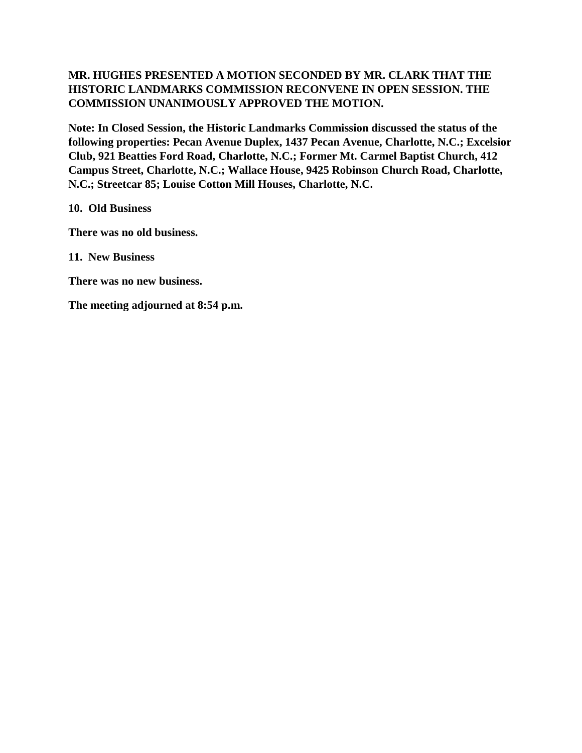**MR. HUGHES PRESENTED A MOTION SECONDED BY MR. CLARK THAT THE HISTORIC LANDMARKS COMMISSION RECONVENE IN OPEN SESSION. THE COMMISSION UNANIMOUSLY APPROVED THE MOTION.**

**Note: In Closed Session, the Historic Landmarks Commission discussed the status of the following properties: Pecan Avenue Duplex, 1437 Pecan Avenue, Charlotte, N.C.; Excelsior Club, 921 Beatties Ford Road, Charlotte, N.C.; Former Mt. Carmel Baptist Church, 412 Campus Street, Charlotte, N.C.; Wallace House, 9425 Robinson Church Road, Charlotte, N.C.; Streetcar 85; Louise Cotton Mill Houses, Charlotte, N.C.**

**10. Old Business**

**There was no old business.**

**11. New Business**

**There was no new business.**

**The meeting adjourned at 8:54 p.m.**